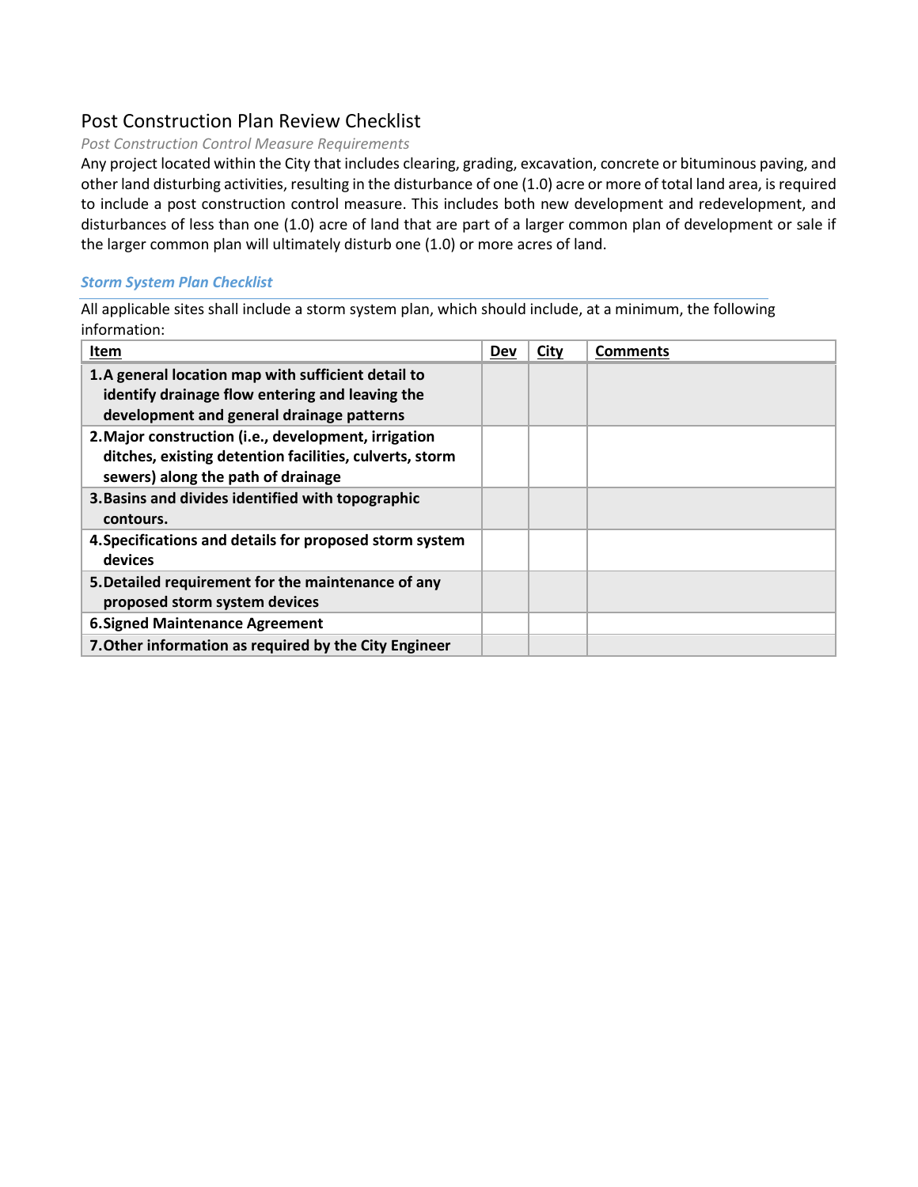# Post Construction Plan Review Checklist

*Post Construction Control Measure Requirements*

Any project located within the City that includes clearing, grading, excavation, concrete or bituminous paving, and other land disturbing activities, resulting in the disturbance of one (1.0) acre or more of total land area, is required to include a post construction control measure. This includes both new development and redevelopment, and disturbances of less than one (1.0) acre of land that are part of a larger common plan of development or sale if the larger common plan will ultimately disturb one (1.0) or more acres of land.

## *Storm System Plan Checklist*

All applicable sites shall include a storm system plan, which should include, at a minimum, the following information:

| Item | Dev | City | Comments |
|---|---|---|---|
| **1. A general location map with sufficient detail to identify drainage flow entering and leaving the development and general drainage patterns** | | | |
| **2. Major construction (i.e., development, irrigation ditches, existing detention facilities, culverts, storm sewers) along the path of drainage** | | | |
| **3. Basins and divides identified with topographic contours.** | | | |
| **4. Specifications and details for proposed storm system devices** | | | |
| **5. Detailed requirement for the maintenance of any proposed storm system devices** | | | |
| **6. Signed Maintenance Agreement** | | | |
| **7. Other information as required by the City Engineer** | | | |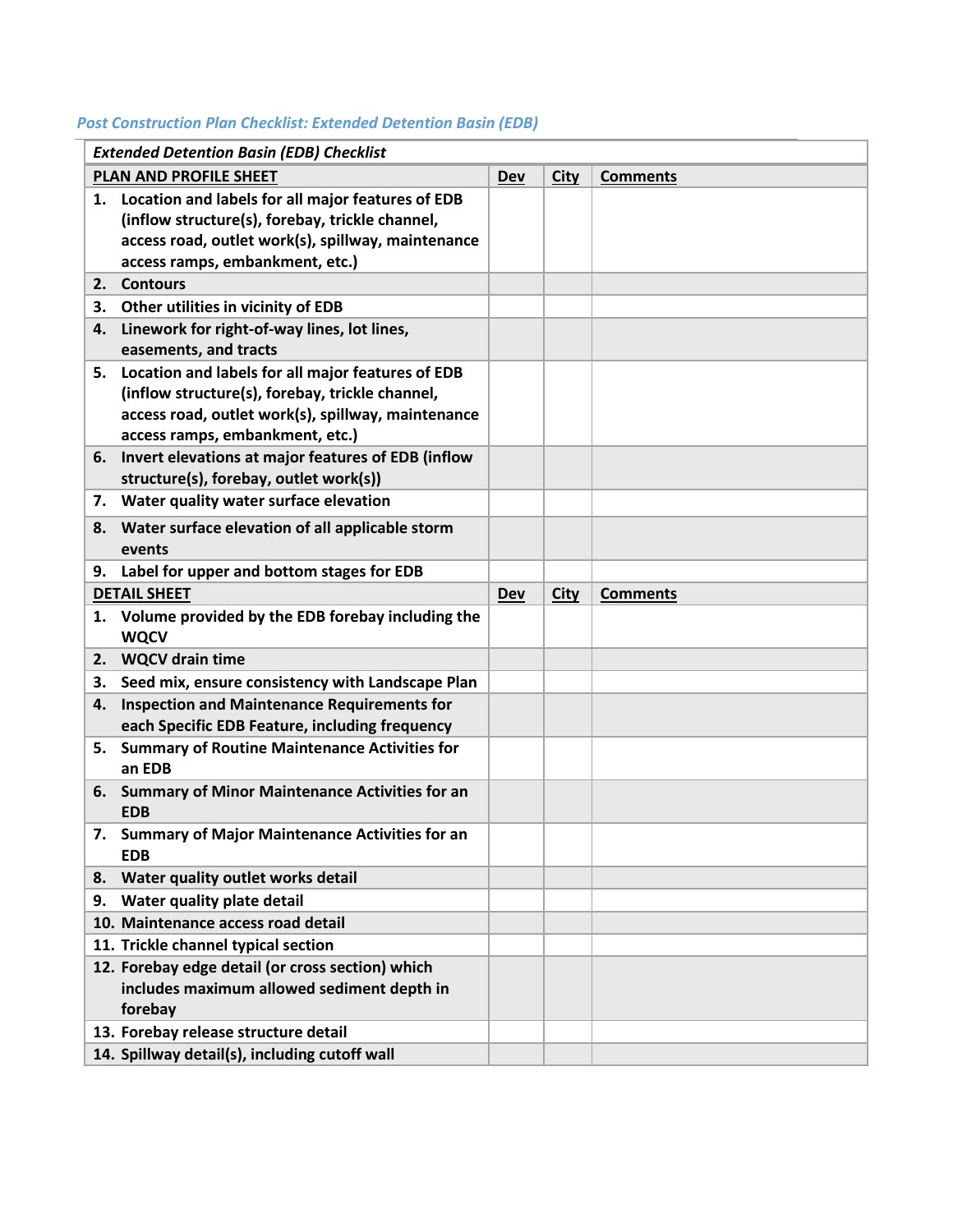### *Post Construction Plan Checklist: Extended Detention Basin (EDB)*

| *Extended Detention Basin (EDB) Checklist* | | | |
|---|---|---|---|
| **PLAN AND PROFILE SHEET** | **Dev** | **City** | **Comments** |
| **1. Location and labels for all major features of EDB (inflow structure(s), forebay, trickle channel, access road, outlet work(s), spillway, maintenance access ramps, embankment, etc.)** | | | |
| **2. Contours** | | | |
| **3. Other utilities in vicinity of EDB** | | | |
| **4. Linework for right-of-way lines, lot lines, easements, and tracts** | | | |
| **5. Location and labels for all major features of EDB (inflow structure(s), forebay, trickle channel, access road, outlet work(s), spillway, maintenance access ramps, embankment, etc.)** | | | |
| **6. Invert elevations at major features of EDB (inflow structure(s), forebay, outlet work(s))** | | | |
| **7. Water quality water surface elevation** | | | |
| **8. Water surface elevation of all applicable storm events** | | | |
| **9. Label for upper and bottom stages for EDB** | | | |
| **DETAIL SHEET** | **Dev** | **City** | **Comments** |
| **1. Volume provided by the EDB forebay including the WQCV** | | | |
| **2. WQCV drain time** | | | |
| **3. Seed mix, ensure consistency with Landscape Plan** | | | |
| **4. Inspection and Maintenance Requirements for each Specific EDB Feature, including frequency** | | | |
| **5. Summary of Routine Maintenance Activities for an EDB** | | | |
| **6. Summary of Minor Maintenance Activities for an EDB** | | | |
| **7. Summary of Major Maintenance Activities for an EDB** | | | |
| **8. Water quality outlet works detail** | | | |
| **9. Water quality plate detail** | | | |
| **10. Maintenance access road detail** | | | |
| **11. Trickle channel typical section** | | | |
| **12. Forebay edge detail (or cross section) which includes maximum allowed sediment depth in forebay** | | | |
| **13. Forebay release structure detail** | | | |
| **14. Spillway detail(s), including cutoff wall** | | | |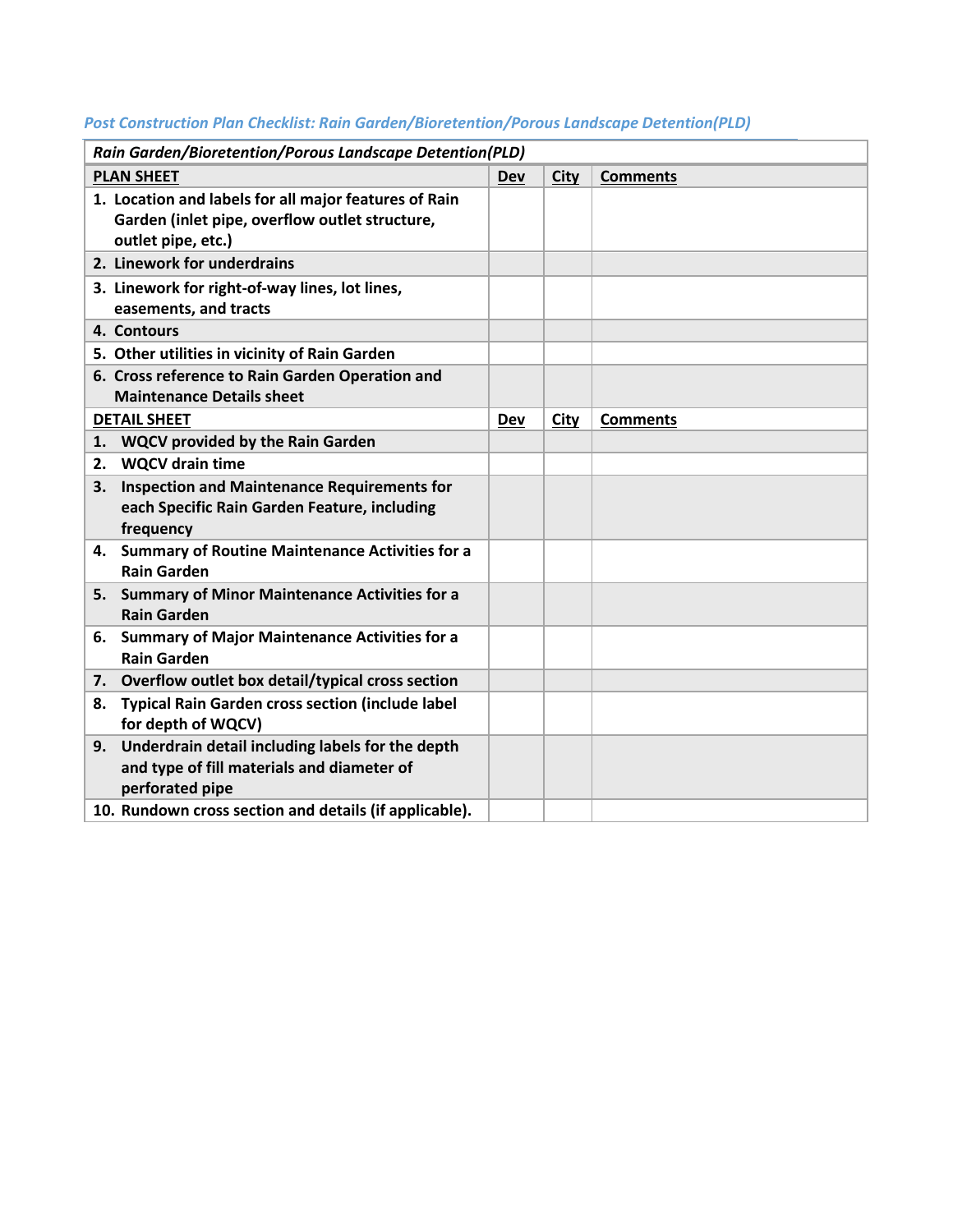*Post Construction Plan Checklist: Rain Garden/Bioretention/Porous Landscape Detention(PLD)*

| *Rain Garden/Bioretention/Porous Landscape Detention(PLD)* | | | |
|---|---|---|---|
| **PLAN SHEET** | **Dev** | **City** | **Comments** |
| **1. Location and labels for all major features of Rain Garden (inlet pipe, overflow outlet structure, outlet pipe, etc.)** | | | |
| **2. Linework for underdrains** | | | |
| **3. Linework for right-of-way lines, lot lines, easements, and tracts** | | | |
| **4. Contours** | | | |
| **5. Other utilities in vicinity of Rain Garden** | | | |
| **6. Cross reference to Rain Garden Operation and Maintenance Details sheet** | | | |
| **DETAIL SHEET** | **Dev** | **City** | **Comments** |
| **1. WQCV provided by the Rain Garden** | | | |
| **2. WQCV drain time** | | | |
| **3. Inspection and Maintenance Requirements for each Specific Rain Garden Feature, including frequency** | | | |
| **4. Summary of Routine Maintenance Activities for a Rain Garden** | | | |
| **5. Summary of Minor Maintenance Activities for a Rain Garden** | | | |
| **6. Summary of Major Maintenance Activities for a Rain Garden** | | | |
| **7. Overflow outlet box detail/typical cross section** | | | |
| **8. Typical Rain Garden cross section (include label for depth of WQCV)** | | | |
| **9. Underdrain detail including labels for the depth and type of fill materials and diameter of perforated pipe** | | | |
| **10. Rundown cross section and details (if applicable).** | | | |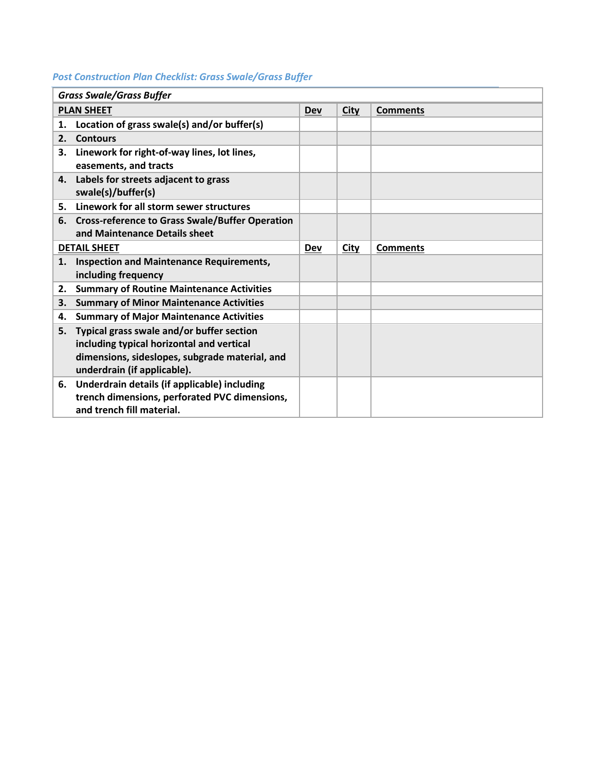*Post Construction Plan Checklist: Grass Swale/Grass Buffer*

| *Grass Swale/Grass Buffer* | | | |
|---|---|---|---|
| **PLAN SHEET** | **Dev** | **City** | **Comments** |
| **1. Location of grass swale(s) and/or buffer(s)** | | | |
| **2. Contours** | | | |
| **3. Linework for right-of-way lines, lot lines, easements, and tracts** | | | |
| **4. Labels for streets adjacent to grass swale(s)/buffer(s)** | | | |
| **5. Linework for all storm sewer structures** | | | |
| **6. Cross-reference to Grass Swale/Buffer Operation and Maintenance Details sheet** | | | |
| **DETAIL SHEET** | **Dev** | **City** | **Comments** |
| **1. Inspection and Maintenance Requirements, including frequency** | | | |
| **2. Summary of Routine Maintenance Activities** | | | |
| **3. Summary of Minor Maintenance Activities** | | | |
| **4. Summary of Major Maintenance Activities** | | | |
| **5. Typical grass swale and/or buffer section including typical horizontal and vertical dimensions, sideslopes, subgrade material, and underdrain (if applicable).** | | | |
| **6. Underdrain details (if applicable) including trench dimensions, perforated PVC dimensions, and trench fill material.** | | | |